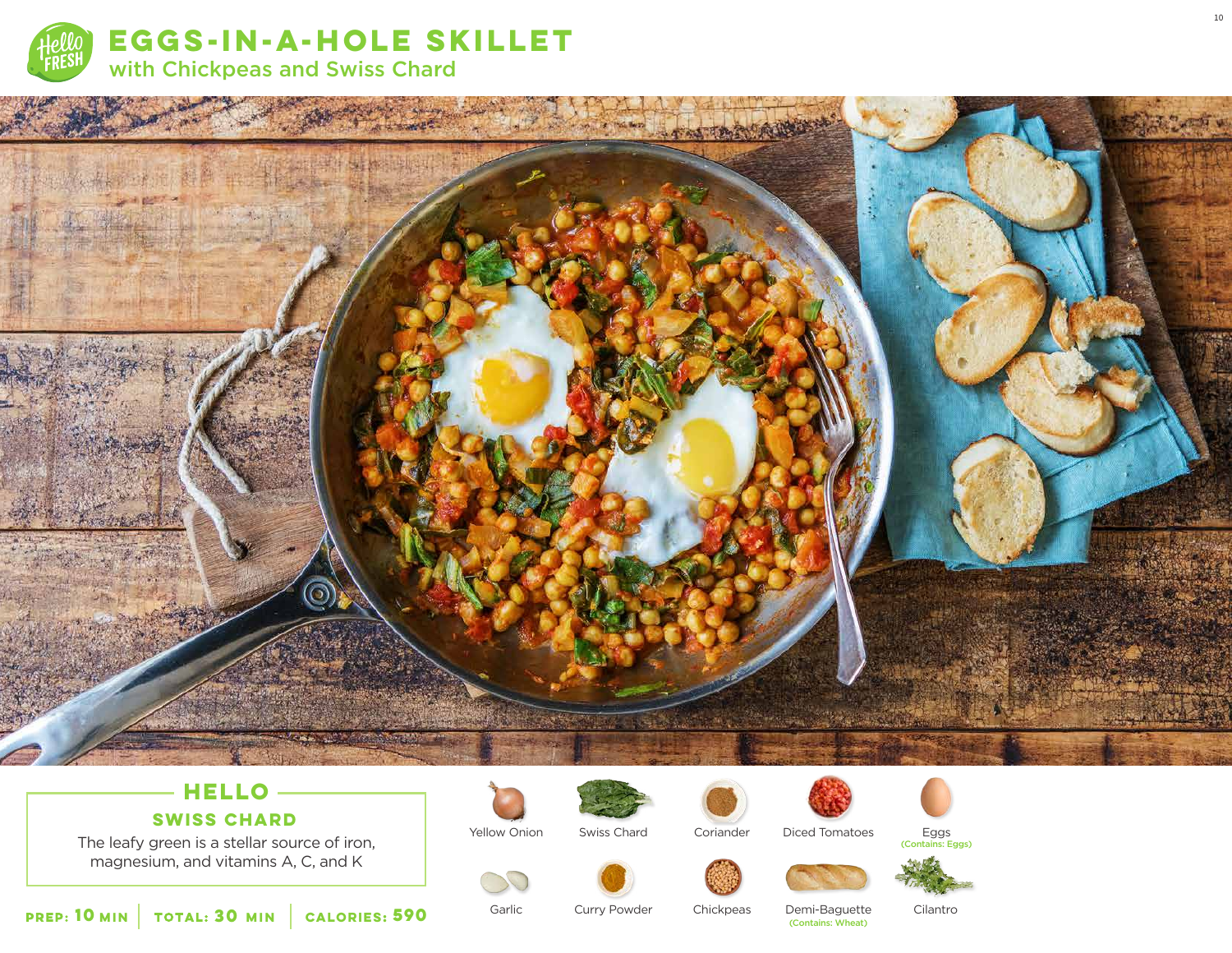# EGGS-IN-A-HOLE SKILLET

## with Chickpeas and Swiss Chard

### HELLO

### SWISS CHARD

The leafy green is a stellar source of iron, magnesium, and vitamins A, C, and K

**PREP: 10 MIN** | **TOTAL: 30 MIN** | **CALORIES: 590**

- Yellow Onion
- Swiss Chard
- Coriander
- Diced Tomatoes
- Eggs (Contains: Eggs)
- Garlic
- Curry Powder
- Chickpeas
- Demi-Baguette (Contains: Wheat)
- Cilantro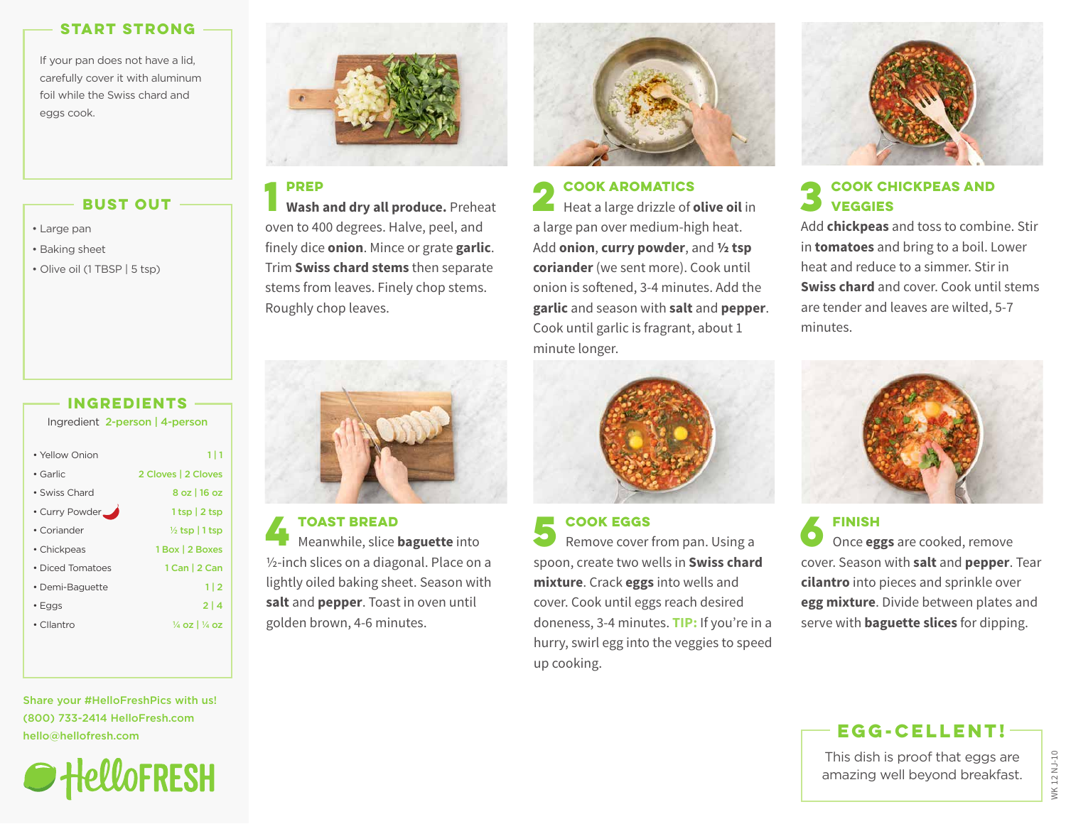## START STRONG

If your pan does not have a lid, carefully cover it with aluminum foil while the Swiss chard and eggs cook.

## BUST OUT

- Large pan
- Baking sheet
- Olive oil (1 TBSP | 5 tsp)

## INGREDIENTS

| Ingredient | 2-person \| 4-person |
|---|---|
| Yellow Onion | 1 \| 1 |
| Garlic | 2 Cloves \| 2 Cloves |
| Swiss Chard | 8 oz \| 16 oz |
| Curry Powder | 1 tsp \| 2 tsp |
| Coriander | ½ tsp \| 1 tsp |
| Chickpeas | 1 Box \| 2 Boxes |
| Diced Tomatoes | 1 Can \| 2 Can |
| Demi-Baguette | 1 \| 2 |
| Eggs | 2 \| 4 |
| Cilantro | ¼ oz \| ¼ oz |

Share your #HelloFreshPics with us!
(800) 733-2414 HelloFresh.com
hello@hellofresh.com

HelloFRESH

## 1 PREP

**Wash and dry all produce.** Preheat oven to 400 degrees. Halve, peel, and finely dice **onion**. Mince or grate **garlic**. Trim **Swiss chard stems** then separate stems from leaves. Finely chop stems. Roughly chop leaves.

## 2 COOK AROMATICS

Heat a large drizzle of **olive oil** in a large pan over medium-high heat. Add **onion**, **curry powder**, and **½ tsp coriander** (we sent more). Cook until onion is softened, 3-4 minutes. Add the **garlic** and season with **salt** and **pepper**. Cook until garlic is fragrant, about 1 minute longer.

## 3 COOK CHICKPEAS AND VEGGIES

Add **chickpeas** and toss to combine. Stir in **tomatoes** and bring to a boil. Lower heat and reduce to a simmer. Stir in **Swiss chard** and cover. Cook until stems are tender and leaves are wilted, 5-7 minutes.

## 4 TOAST BREAD

Meanwhile, slice **baguette** into ½-inch slices on a diagonal. Place on a lightly oiled baking sheet. Season with **salt** and **pepper**. Toast in oven until golden brown, 4-6 minutes.

## 5 COOK EGGS

Remove cover from pan. Using a spoon, create two wells in **Swiss chard mixture**. Crack **eggs** into wells and cover. Cook until eggs reach desired doneness, 3-4 minutes. **TIP:** If you're in a hurry, swirl egg into the veggies to speed up cooking.

## 6 FINISH

Once **eggs** are cooked, remove cover. Season with **salt** and **pepper**. Tear **cilantro** into pieces and sprinkle over **egg mixture**. Divide between plates and serve with **baguette slices** for dipping.

## EGG-CELLENT!

This dish is proof that eggs are amazing well beyond breakfast.

WK 12 NJ-10